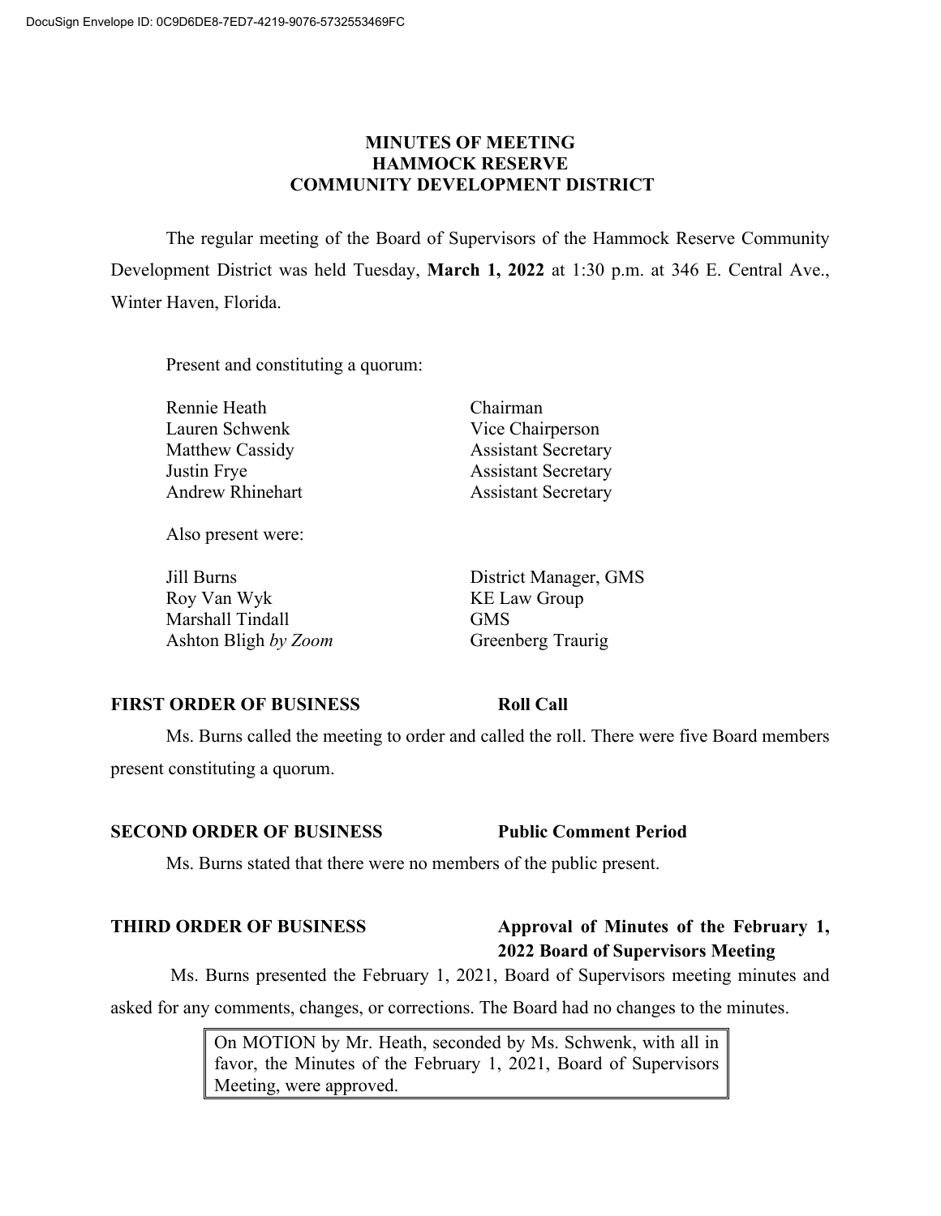# MINUTES OF MEETING
# HAMMOCK RESERVE
# COMMUNITY DEVELOPMENT DISTRICT

The regular meeting of the Board of Supervisors of the Hammock Reserve Community Development District was held Tuesday, **March 1, 2022** at 1:30 p.m. at 346 E. Central Ave., Winter Haven, Florida.

Present and constituting a quorum:

| | |
|---|---|
| Rennie Heath | Chairman |
| Lauren Schwenk | Vice Chairperson |
| Matthew Cassidy | Assistant Secretary |
| Justin Frye | Assistant Secretary |
| Andrew Rhinehart | Assistant Secretary |

Also present were:

| | |
|---|---|
| Jill Burns | District Manager, GMS |
| Roy Van Wyk | KE Law Group |
| Marshall Tindall | GMS |
| Ashton Bligh *by Zoom* | Greenberg Traurig |

**FIRST ORDER OF BUSINESS** **Roll Call**

Ms. Burns called the meeting to order and called the roll. There were five Board members present constituting a quorum.

**SECOND ORDER OF BUSINESS** **Public Comment Period**

Ms. Burns stated that there were no members of the public present.

**THIRD ORDER OF BUSINESS** **Approval of Minutes of the February 1, 2022 Board of Supervisors Meeting**

Ms. Burns presented the February 1, 2021, Board of Supervisors meeting minutes and asked for any comments, changes, or corrections. The Board had no changes to the minutes.

> On MOTION by Mr. Heath, seconded by Ms. Schwenk, with all in favor, the Minutes of the February 1, 2021, Board of Supervisors Meeting, were approved.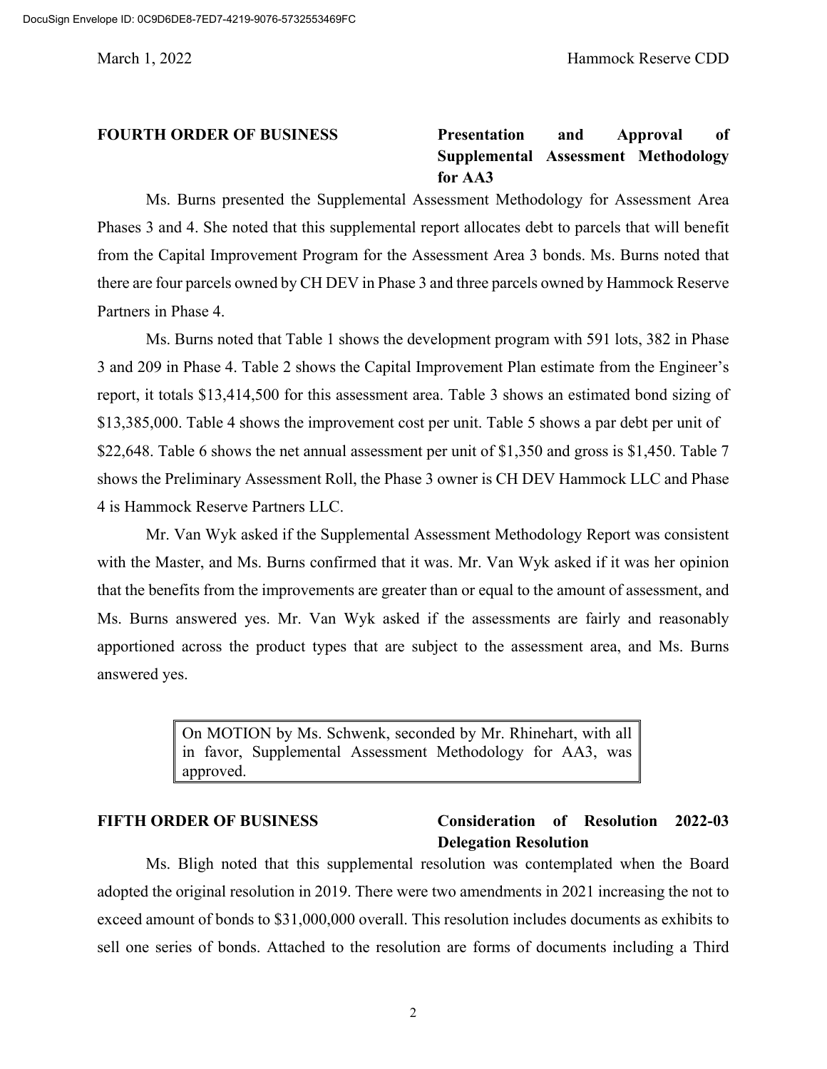**FOURTH ORDER OF BUSINESS** — **Presentation and Approval of Supplemental Assessment Methodology for AA3**

Ms. Burns presented the Supplemental Assessment Methodology for Assessment Area Phases 3 and 4. She noted that this supplemental report allocates debt to parcels that will benefit from the Capital Improvement Program for the Assessment Area 3 bonds. Ms. Burns noted that there are four parcels owned by CH DEV in Phase 3 and three parcels owned by Hammock Reserve Partners in Phase 4.

Ms. Burns noted that Table 1 shows the development program with 591 lots, 382 in Phase 3 and 209 in Phase 4. Table 2 shows the Capital Improvement Plan estimate from the Engineer's report, it totals $13,414,500 for this assessment area. Table 3 shows an estimated bond sizing of $13,385,000. Table 4 shows the improvement cost per unit. Table 5 shows a par debt per unit of $22,648. Table 6 shows the net annual assessment per unit of $1,350 and gross is $1,450. Table 7 shows the Preliminary Assessment Roll, the Phase 3 owner is CH DEV Hammock LLC and Phase 4 is Hammock Reserve Partners LLC.

Mr. Van Wyk asked if the Supplemental Assessment Methodology Report was consistent with the Master, and Ms. Burns confirmed that it was. Mr. Van Wyk asked if it was her opinion that the benefits from the improvements are greater than or equal to the amount of assessment, and Ms. Burns answered yes. Mr. Van Wyk asked if the assessments are fairly and reasonably apportioned across the product types that are subject to the assessment area, and Ms. Burns answered yes.

> On MOTION by Ms. Schwenk, seconded by Mr. Rhinehart, with all in favor, Supplemental Assessment Methodology for AA3, was approved.

**FIFTH ORDER OF BUSINESS** — **Consideration of Resolution 2022-03 Delegation Resolution**

Ms. Bligh noted that this supplemental resolution was contemplated when the Board adopted the original resolution in 2019. There were two amendments in 2021 increasing the not to exceed amount of bonds to $31,000,000 overall. This resolution includes documents as exhibits to sell one series of bonds. Attached to the resolution are forms of documents including a Third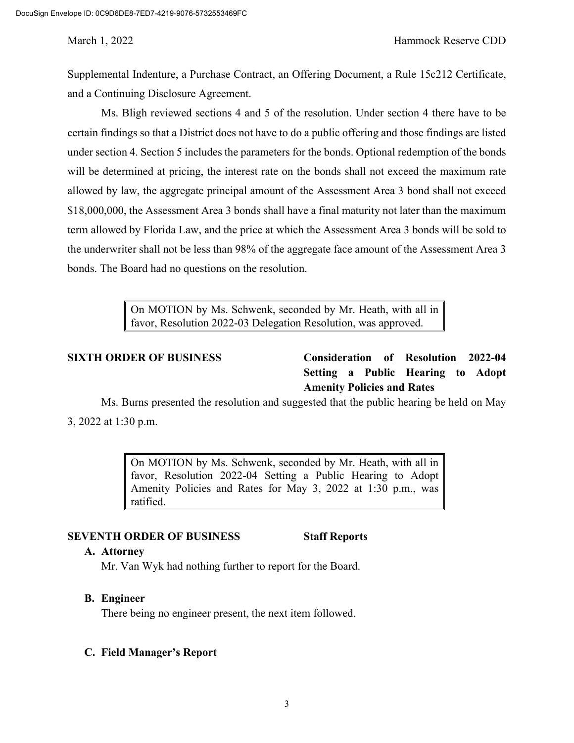Supplemental Indenture, a Purchase Contract, an Offering Document, a Rule 15c212 Certificate, and a Continuing Disclosure Agreement.

Ms. Bligh reviewed sections 4 and 5 of the resolution. Under section 4 there have to be certain findings so that a District does not have to do a public offering and those findings are listed under section 4. Section 5 includes the parameters for the bonds. Optional redemption of the bonds will be determined at pricing, the interest rate on the bonds shall not exceed the maximum rate allowed by law, the aggregate principal amount of the Assessment Area 3 bond shall not exceed $18,000,000, the Assessment Area 3 bonds shall have a final maturity not later than the maximum term allowed by Florida Law, and the price at which the Assessment Area 3 bonds will be sold to the underwriter shall not be less than 98% of the aggregate face amount of the Assessment Area 3 bonds. The Board had no questions on the resolution.

> On MOTION by Ms. Schwenk, seconded by Mr. Heath, with all in favor, Resolution 2022-03 Delegation Resolution, was approved.

**SIXTH ORDER OF BUSINESS** **Consideration of Resolution 2022-04 Setting a Public Hearing to Adopt Amenity Policies and Rates**

Ms. Burns presented the resolution and suggested that the public hearing be held on May 3, 2022 at 1:30 p.m.

> On MOTION by Ms. Schwenk, seconded by Mr. Heath, with all in favor, Resolution 2022-04 Setting a Public Hearing to Adopt Amenity Policies and Rates for May 3, 2022 at 1:30 p.m., was ratified.

**SEVENTH ORDER OF BUSINESS** **Staff Reports**

**A. Attorney**

Mr. Van Wyk had nothing further to report for the Board.

**B. Engineer**

There being no engineer present, the next item followed.

**C. Field Manager's Report**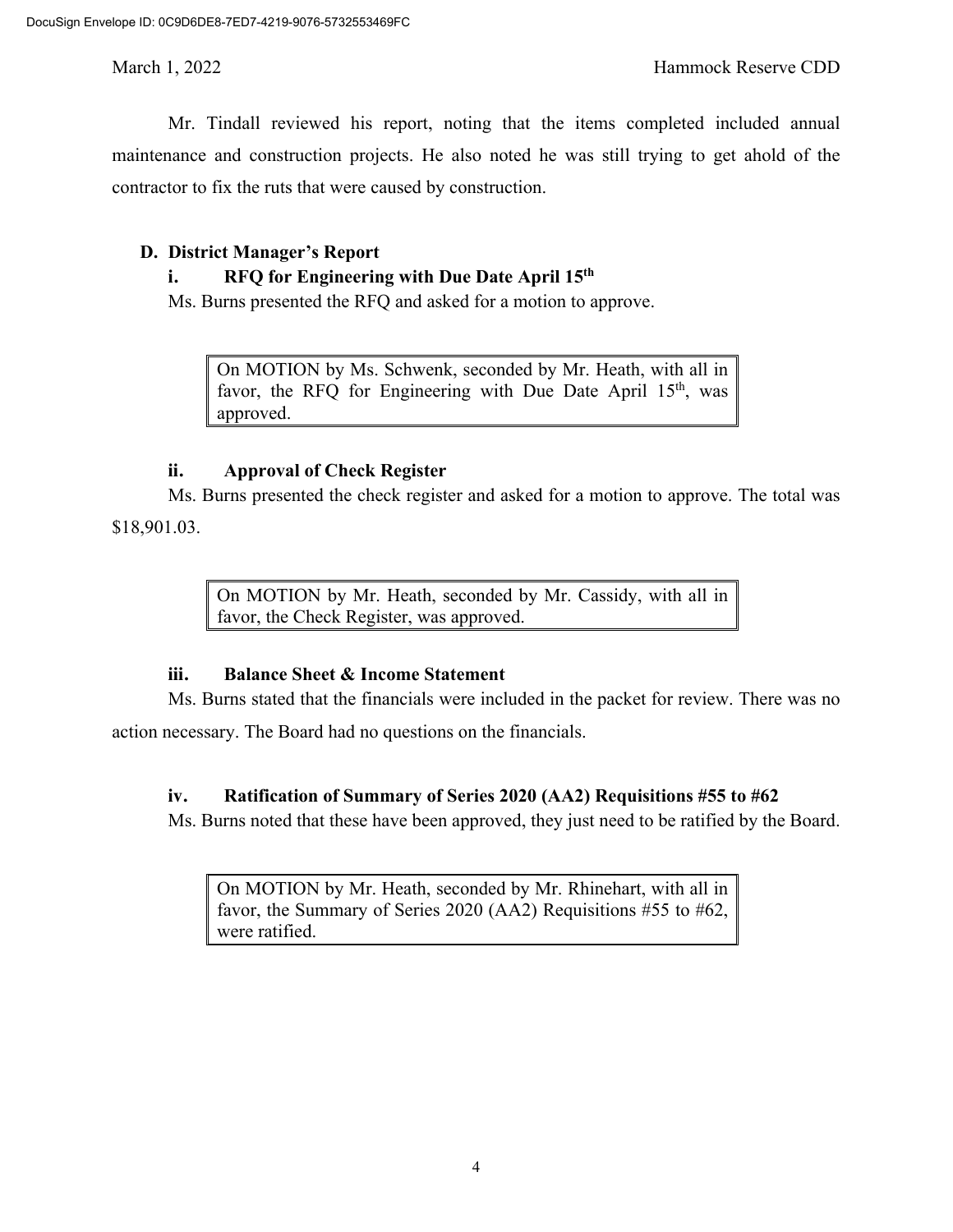Mr. Tindall reviewed his report, noting that the items completed included annual maintenance and construction projects. He also noted he was still trying to get ahold of the contractor to fix the ruts that were caused by construction.

### D. District Manager's Report

#### i. RFQ for Engineering with Due Date April 15th

Ms. Burns presented the RFQ and asked for a motion to approve.

> On MOTION by Ms. Schwenk, seconded by Mr. Heath, with all in favor, the RFQ for Engineering with Due Date April 15th, was approved.

#### ii. Approval of Check Register

Ms. Burns presented the check register and asked for a motion to approve. The total was $18,901.03.

> On MOTION by Mr. Heath, seconded by Mr. Cassidy, with all in favor, the Check Register, was approved.

#### iii. Balance Sheet & Income Statement

Ms. Burns stated that the financials were included in the packet for review. There was no action necessary. The Board had no questions on the financials.

#### iv. Ratification of Summary of Series 2020 (AA2) Requisitions #55 to #62

Ms. Burns noted that these have been approved, they just need to be ratified by the Board.

> On MOTION by Mr. Heath, seconded by Mr. Rhinehart, with all in favor, the Summary of Series 2020 (AA2) Requisitions #55 to #62, were ratified.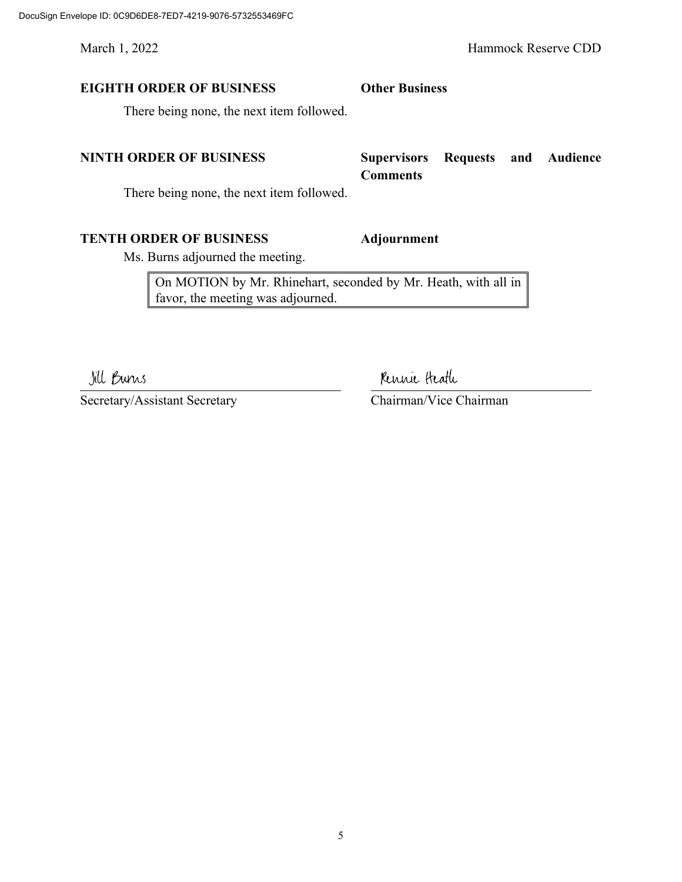**EIGHTH ORDER OF BUSINESS** **Other Business**

There being none, the next item followed.

**NINTH ORDER OF BUSINESS** **Supervisors Requests and Audience Comments**

There being none, the next item followed.

**TENTH ORDER OF BUSINESS** **Adjournment**

Ms. Burns adjourned the meeting.

> On MOTION by Mr. Rhinehart, seconded by Mr. Heath, with all in favor, the meeting was adjourned.

Jill Burns
Secretary/Assistant Secretary

Rennie Heath
Chairman/Vice Chairman